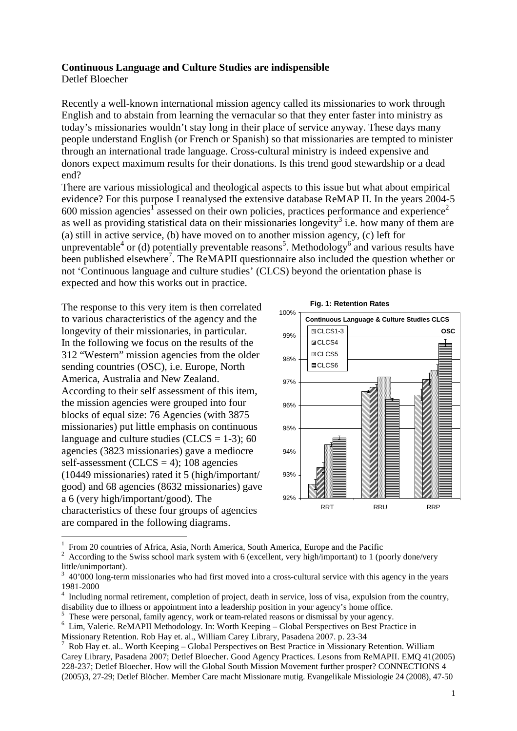**Continuous Language and Culture Studies are indispensible**

Detlef Bloecher

Recently a well-known international mission agency called its missionaries to work through English and to abstain from learning the vernacular so that they enter faster into ministry as today's missionaries wouldn't stay long in their place of service anyway. These days many people understand English (or French or Spanish) so that missionaries are tempted to minister through an international trade language. Cross-cultural ministry is indeed expensive and donors expect maximum results for their donations. Is this trend good stewardship or a dead end?

There are various missiological and theological aspects to this issue but what about empirical evidence? For this purpose I reanalysed the extensive database ReMAP II. In the years 2004-5 600 mission agencies[1] assessed on their own policies, practices performance and experience[2] as well as providing statistical data on their missionaries longevity[3] i.e. how many of them are (a) still in active service, (b) have moved on to another mission agency, (c) left for unpreventable[4] or (d) potentially preventable reasons[5]. Methodology[6] and various results have been published elsewhere[7]. The ReMAPII questionnaire also included the question whether or not 'Continuous language and culture studies' (CLCS) beyond the orientation phase is expected and how this works out in practice.

The response to this very item is then correlated to various characteristics of the agency and the longevity of their missionaries, in particular. In the following we focus on the results of the 312 "Western" mission agencies from the older sending countries (OSC), i.e. Europe, North America, Australia and New Zealand. According to their self assessment of this item, the mission agencies were grouped into four blocks of equal size: 76 Agencies (with 3875 missionaries) put little emphasis on continuous language and culture studies (CLCS = 1-3); 60 agencies (3823 missionaries) gave a mediocre self-assessment (CLCS = 4); 108 agencies (10449 missionaries) rated it 5 (high/important/ good) and 68 agencies (8632 missionaries) gave a 6 (very high/important/good). The characteristics of these four groups of agencies are compared in the following diagrams.

**Fig. 1: Retention Rates**

---

[1] From 20 countries of Africa, Asia, North America, South America, Europe and the Pacific

[2] According to the Swiss school mark system with 6 (excellent, very high/important) to 1 (poorly done/very little/unimportant).

[3] 40'000 long-term missionaries who had first moved into a cross-cultural service with this agency in the years 1981-2000

[4] Including normal retirement, completion of project, death in service, loss of visa, expulsion from the country, disability due to illness or appointment into a leadership position in your agency's home office.

[5] These were personal, family agency, work or team-related reasons or dismissal by your agency.

[6] Lim, Valerie. ReMAPII Methodology. In: Worth Keeping – Global Perspectives on Best Practice in Missionary Retention. Rob Hay et. al., William Carey Library, Pasadena 2007. p. 23-34

[7] Rob Hay et. al.. Worth Keeping – Global Perspectives on Best Practice in Missionary Retention. William Carey Library, Pasadena 2007; Detlef Bloecher. Good Agency Practices. Lesons from ReMAPII. EMQ 41(2005) 228-237; Detlef Bloecher. How will the Global South Mission Movement further prosper? CONNECTIONS 4 (2005)3, 27-29; Detlef Blöcher. Member Care macht Missionare mutig. Evangelikale Missiologie 24 (2008), 47-50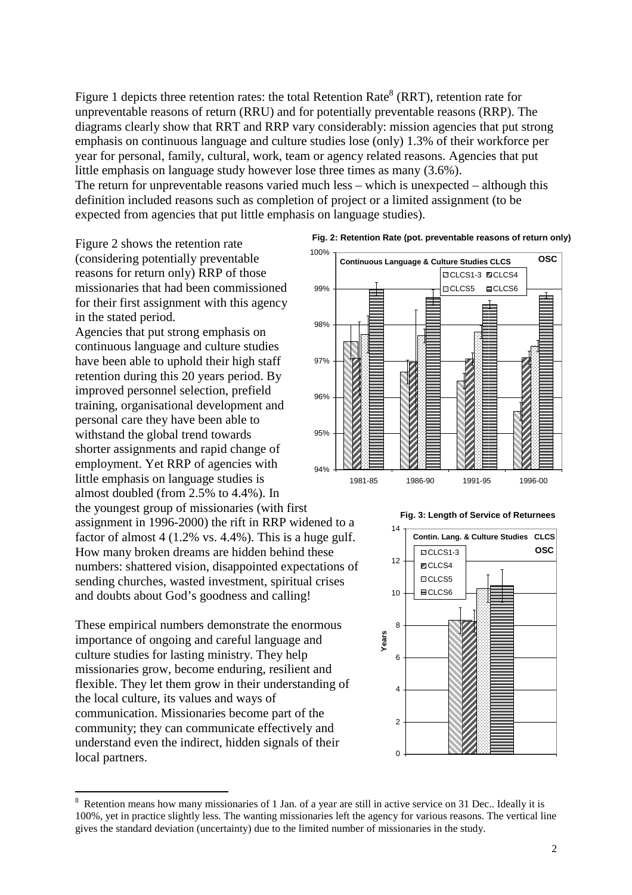Figure 1 depicts three retention rates: the total Retention Rate[8] (RRT), retention rate for unpreventable reasons of return (RRU) and for potentially preventable reasons (RRP). The diagrams clearly show that RRT and RRP vary considerably: mission agencies that put strong emphasis on continuous language and culture studies lose (only) 1.3% of their workforce per year for personal, family, cultural, work, team or agency related reasons. Agencies that put little emphasis on language study however lose three times as many (3.6%).
The return for unpreventable reasons varied much less – which is unexpected – although this definition included reasons such as completion of project or a limited assignment (to be expected from agencies that put little emphasis on language studies).

Figure 2 shows the retention rate (considering potentially preventable reasons for return only) RRP of those missionaries that had been commissioned for their first assignment with this agency in the stated period.
Agencies that put strong emphasis on continuous language and culture studies have been able to uphold their high staff retention during this 20 years period. By improved personnel selection, prefield training, organisational development and personal care they have been able to withstand the global trend towards shorter assignments and rapid change of employment. Yet RRP of agencies with little emphasis on language studies is almost doubled (from 2.5% to 4.4%). In the youngest group of missionaries (with first assignment in 1996-2000) the rift in RRP widened to a factor of almost 4 (1.2% vs. 4.4%). This is a huge gulf. How many broken dreams are hidden behind these numbers: shattered vision, disappointed expectations of sending churches, wasted investment, spiritual crises and doubts about God's goodness and calling!

**Fig. 2: Retention Rate (pot. preventable reasons of return only)**

**Fig. 3: Length of Service of Returnees**

These empirical numbers demonstrate the enormous importance of ongoing and careful language and culture studies for lasting ministry. They help missionaries grow, become enduring, resilient and flexible. They let them grow in their understanding of the local culture, its values and ways of communication. Missionaries become part of the community; they can communicate effectively and understand even the indirect, hidden signals of their local partners.

[8] Retention means how many missionaries of 1 Jan. of a year are still in active service on 31 Dec.. Ideally it is 100%, yet in practice slightly less. The wanting missionaries left the agency for various reasons. The vertical line gives the standard deviation (uncertainty) due to the limited number of missionaries in the study.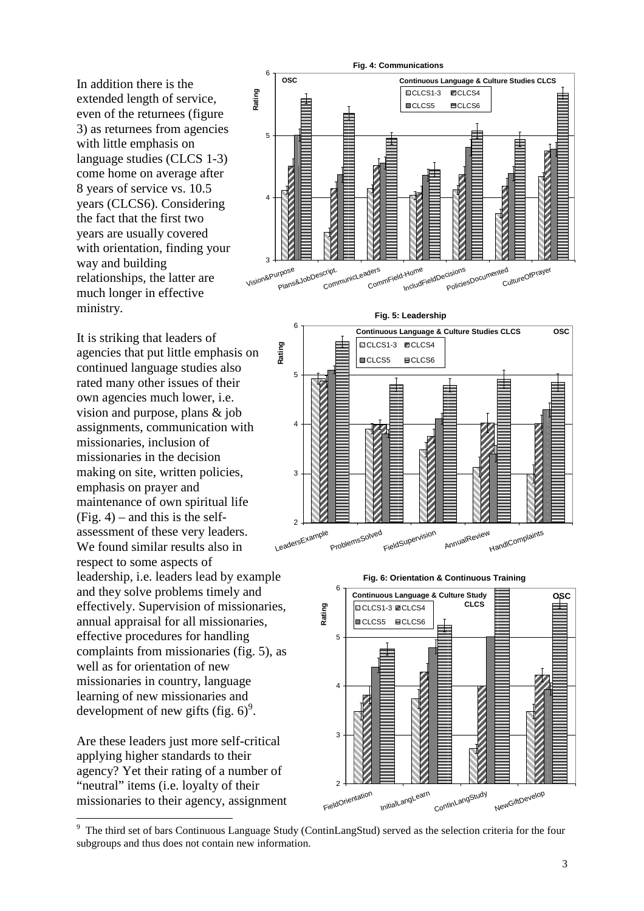In addition there is the extended length of service, even of the returnees (figure 3) as returnees from agencies with little emphasis on language studies (CLCS 1-3) come home on average after 8 years of service vs. 10.5 years (CLCS6). Considering the fact that the first two years are usually covered with orientation, finding your way and building relationships, the latter are much longer in effective ministry.

It is striking that leaders of agencies that put little emphasis on continued language studies also rated many other issues of their own agencies much lower, i.e. vision and purpose, plans & job assignments, communication with missionaries, inclusion of missionaries in the decision making on site, written policies, emphasis on prayer and maintenance of own spiritual life (Fig. 4) – and this is the self-assessment of these very leaders. We found similar results also in respect to some aspects of leadership, i.e. leaders lead by example and they solve problems timely and effectively. Supervision of missionaries, annual appraisal for all missionaries, effective procedures for handling complaints from missionaries (fig. 5), as well as for orientation of new missionaries in country, language learning of new missionaries and development of new gifts (fig. 6)[9].

Are these leaders just more self-critical applying higher standards to their agency? Yet their rating of a number of "neutral" items (i.e. loyalty of their missionaries to their agency, assignment

**Fig. 4: Communications**

**Fig. 5: Leadership**

**Fig. 6: Orientation & Continuous Training**

[9] The third set of bars Continuous Language Study (ContinLangStud) served as the selection criteria for the four subgroups and thus does not contain new information.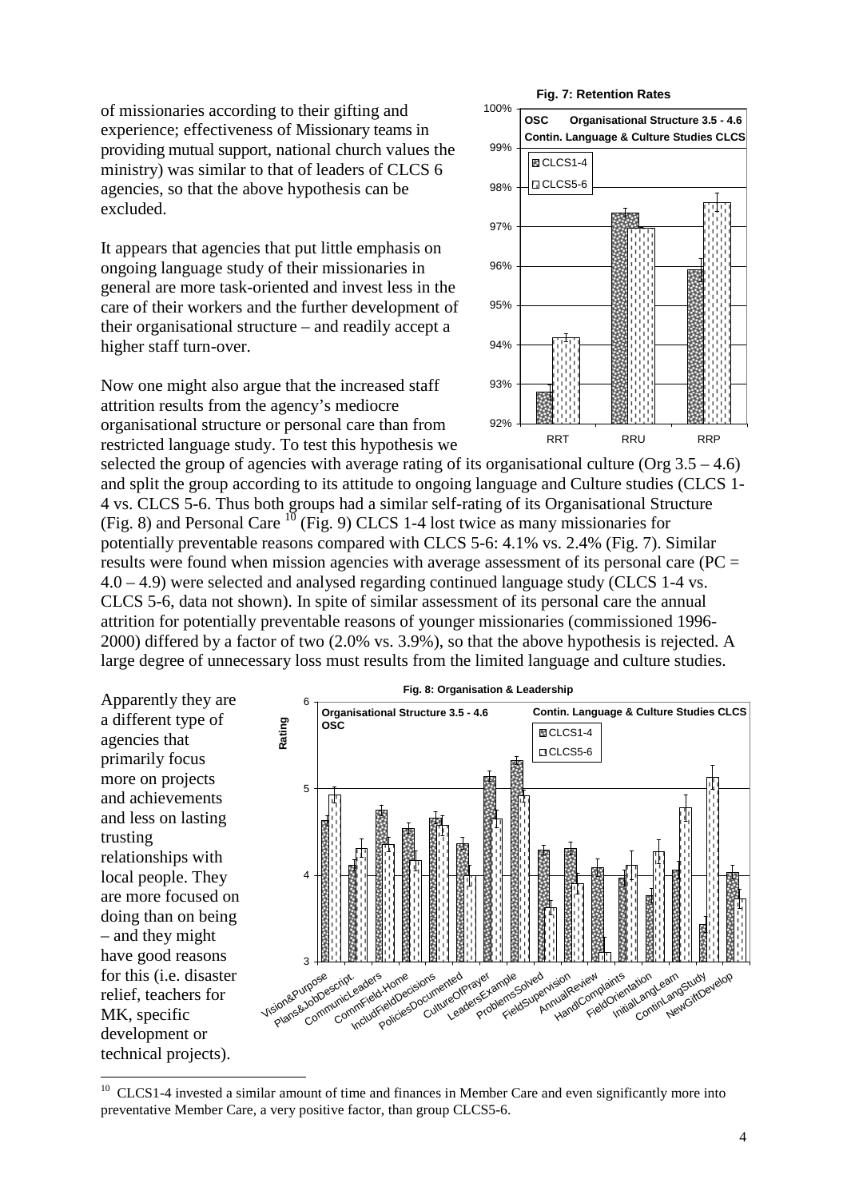of missionaries according to their gifting and experience; effectiveness of Missionary teams in providing mutual support, national church values the ministry) was similar to that of leaders of CLCS 6 agencies, so that the above hypothesis can be excluded.

It appears that agencies that put little emphasis on ongoing language study of their missionaries in general are more task-oriented and invest less in the care of their workers and the further development of their organisational structure – and readily accept a higher staff turn-over.

Now one might also argue that the increased staff attrition results from the agency's mediocre organisational structure or personal care than from restricted language study. To test this hypothesis we selected the group of agencies with average rating of its organisational culture (Org 3.5 – 4.6) and split the group according to its attitude to ongoing language and Culture studies (CLCS 1-4 vs. CLCS 5-6. Thus both groups had a similar self-rating of its Organisational Structure (Fig. 8) and Personal Care [10] (Fig. 9) CLCS 1-4 lost twice as many missionaries for potentially preventable reasons compared with CLCS 5-6: 4.1% vs. 2.4% (Fig. 7). Similar results were found when mission agencies with average assessment of its personal care (PC = 4.0 – 4.9) were selected and analysed regarding continued language study (CLCS 1-4 vs. CLCS 5-6, data not shown). In spite of similar assessment of its personal care the annual attrition for potentially preventable reasons of younger missionaries (commissioned 1996-2000) differed by a factor of two (2.0% vs. 3.9%), so that the above hypothesis is rejected. A large degree of unnecessary loss must results from the limited language and culture studies.

**Fig. 7: Retention Rates**

**Fig. 8: Organisation & Leadership**

Apparently they are a different type of agencies that primarily focus more on projects and achievements and less on lasting trusting relationships with local people. They are more focused on doing than on being – and they might have good reasons for this (i.e. disaster relief, teachers for MK, specific development or technical projects).

---

[10] CLCS1-4 invested a similar amount of time and finances in Member Care and even significantly more into preventative Member Care, a very positive factor, than group CLCS5-6.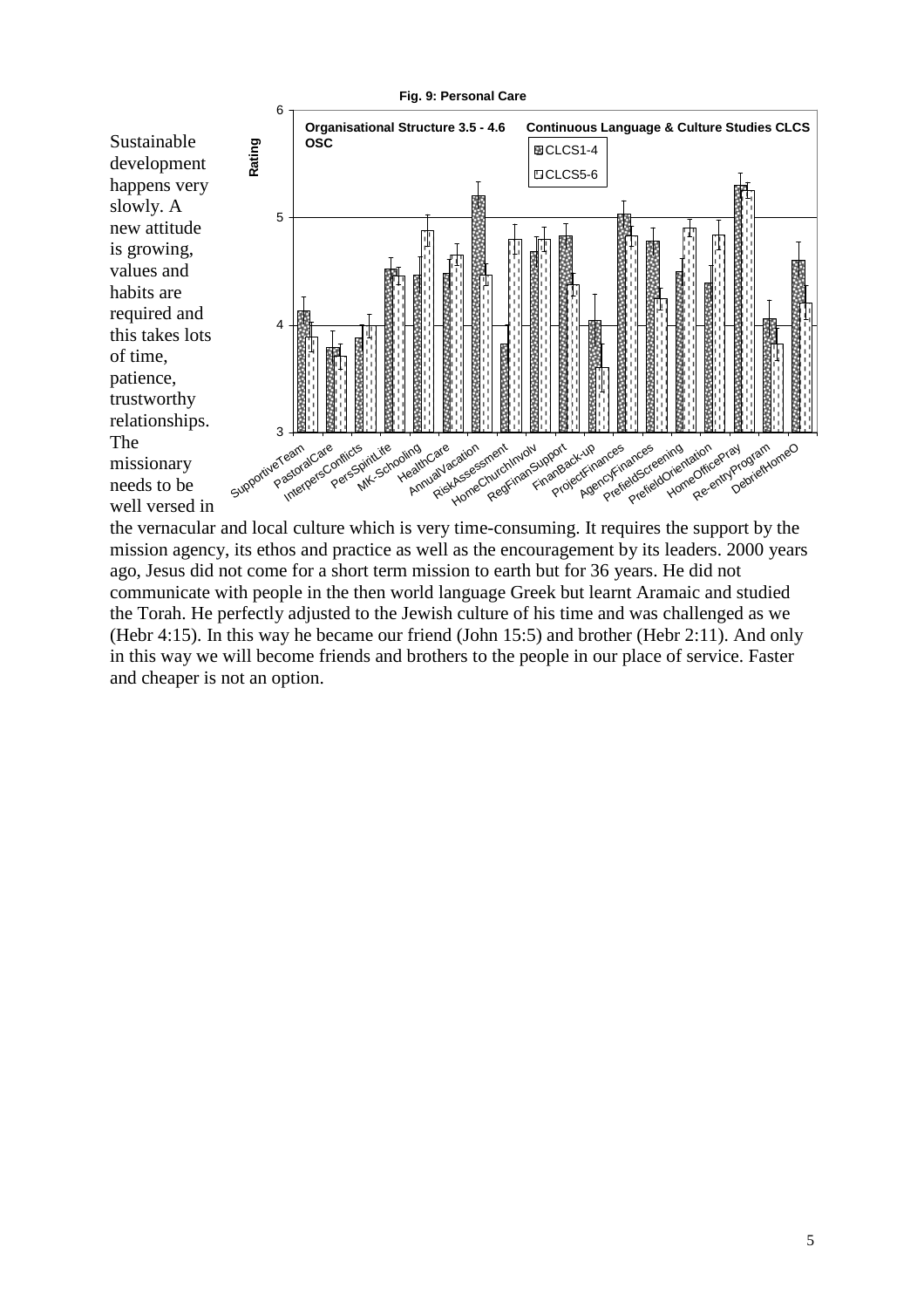Fig. 9: Personal Care

Rating

6
5
4
3

Organisational Structure 3.5 - 4.6 OSC

Continuous Language & Culture Studies CLCS

CLCS1-4

CLCS5-6

SupportiveTeam
PastoralCare
IntersConflicts
PersSpiritLife
MK-Schooling
HealthCare
AnnualVacation
RiskAssessment
HomeChurchInvolv
RegFinanSupport
FinanBack-up
ProjectFinances
AgencyFinances
PrefieldScreening
PrefieldOrientation
HomeOfficePray
Re-entryProgram
DebriefHomeO

Sustainable development happens very slowly. A new attitude is growing, values and habits are required and this takes lots of time, patience, trustworthy relationships. The missionary needs to be well versed in the vernacular and local culture which is very time-consuming. It requires the support by the mission agency, its ethos and practice as well as the encouragement by its leaders. 2000 years ago, Jesus did not come for a short term mission to earth but for 36 years. He did not communicate with people in the then world language Greek but learnt Aramaic and studied the Torah. He perfectly adjusted to the Jewish culture of his time and was challenged as we (Hebr 4:15). In this way he became our friend (John 15:5) and brother (Hebr 2:11). And only in this way we will become friends and brothers to the people in our place of service. Faster and cheaper is not an option.